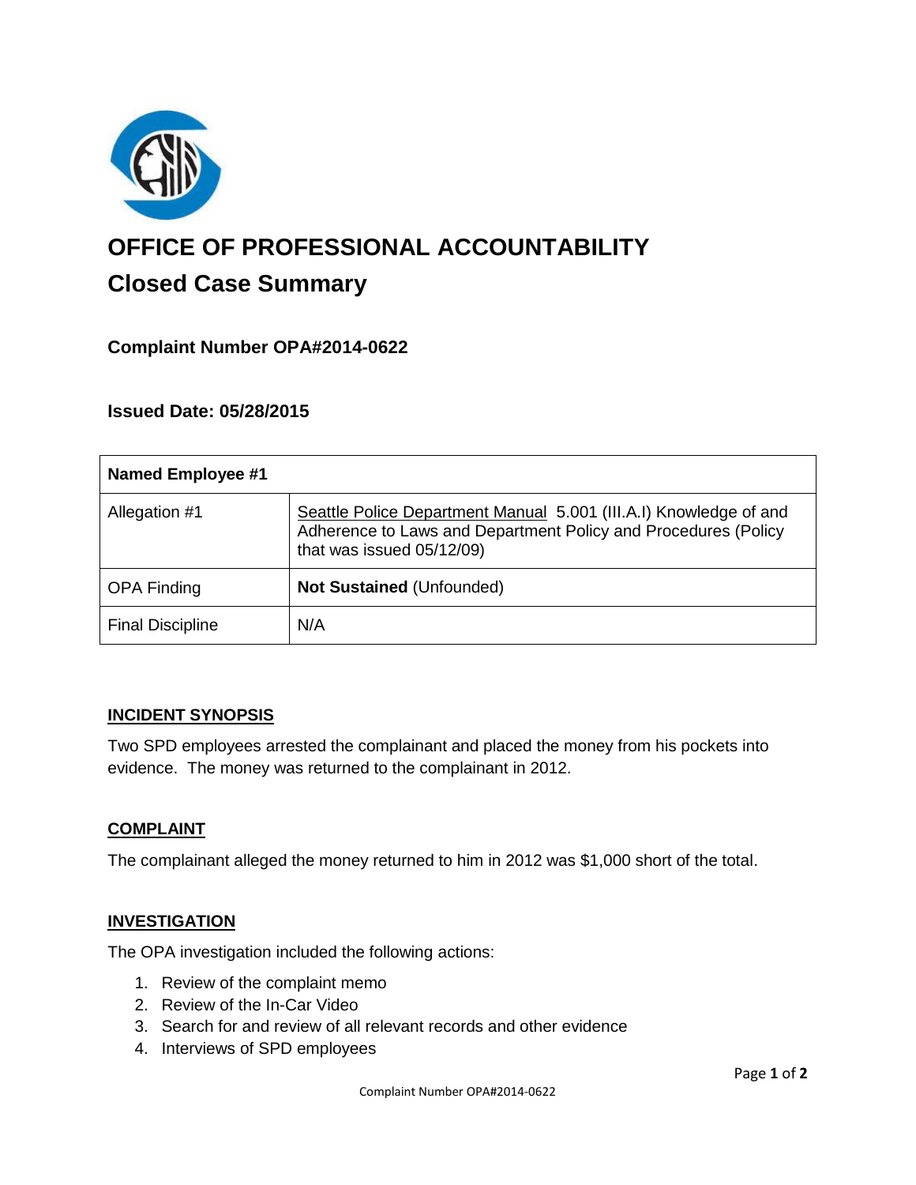# OFFICE OF PROFESSIONAL ACCOUNTABILITY

## Closed Case Summary

### Complaint Number OPA#2014-0622

### Issued Date: 05/28/2015

| Named Employee #1 | |
|---|---|
| Allegation #1 | Seattle Police Department Manual 5.001 (III.A.I) Knowledge of and Adherence to Laws and Department Policy and Procedures (Policy that was issued 05/12/09) |
| OPA Finding | **Not Sustained** (Unfounded) |
| Final Discipline | N/A |

## INCIDENT SYNOPSIS

Two SPD employees arrested the complainant and placed the money from his pockets into evidence. The money was returned to the complainant in 2012.

## COMPLAINT

The complainant alleged the money returned to him in 2012 was $1,000 short of the total.

## INVESTIGATION

The OPA investigation included the following actions:

1. Review of the complaint memo
2. Review of the In-Car Video
3. Search for and review of all relevant records and other evidence
4. Interviews of SPD employees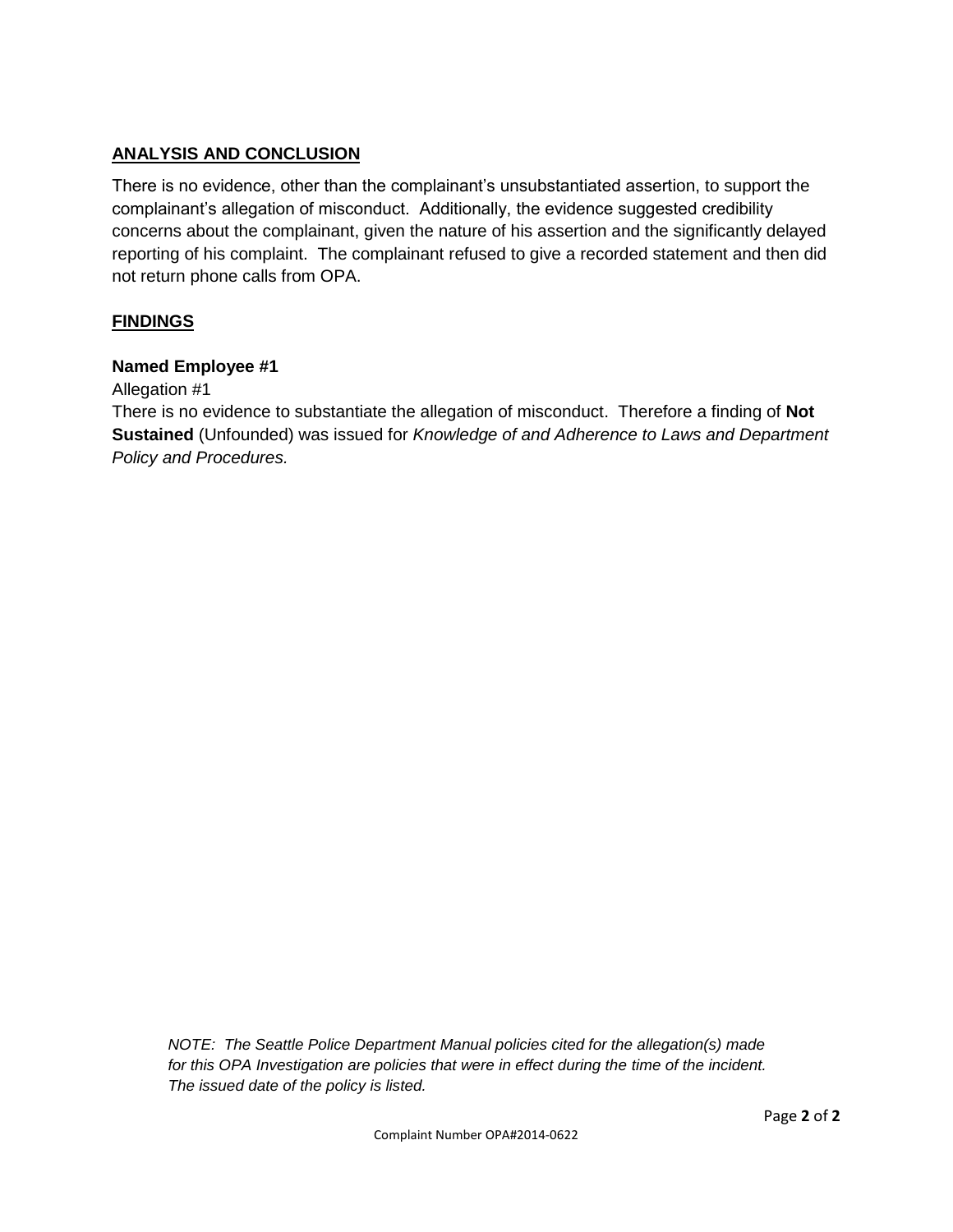## ANALYSIS AND CONCLUSION

There is no evidence, other than the complainant's unsubstantiated assertion, to support the complainant's allegation of misconduct. Additionally, the evidence suggested credibility concerns about the complainant, given the nature of his assertion and the significantly delayed reporting of his complaint. The complainant refused to give a recorded statement and then did not return phone calls from OPA.

## FINDINGS

**Named Employee #1**

Allegation #1

There is no evidence to substantiate the allegation of misconduct. Therefore a finding of **Not Sustained** (Unfounded) was issued for *Knowledge of and Adherence to Laws and Department Policy and Procedures.*

*NOTE: The Seattle Police Department Manual policies cited for the allegation(s) made for this OPA Investigation are policies that were in effect during the time of the incident. The issued date of the policy is listed.*

Complaint Number OPA#2014-0622